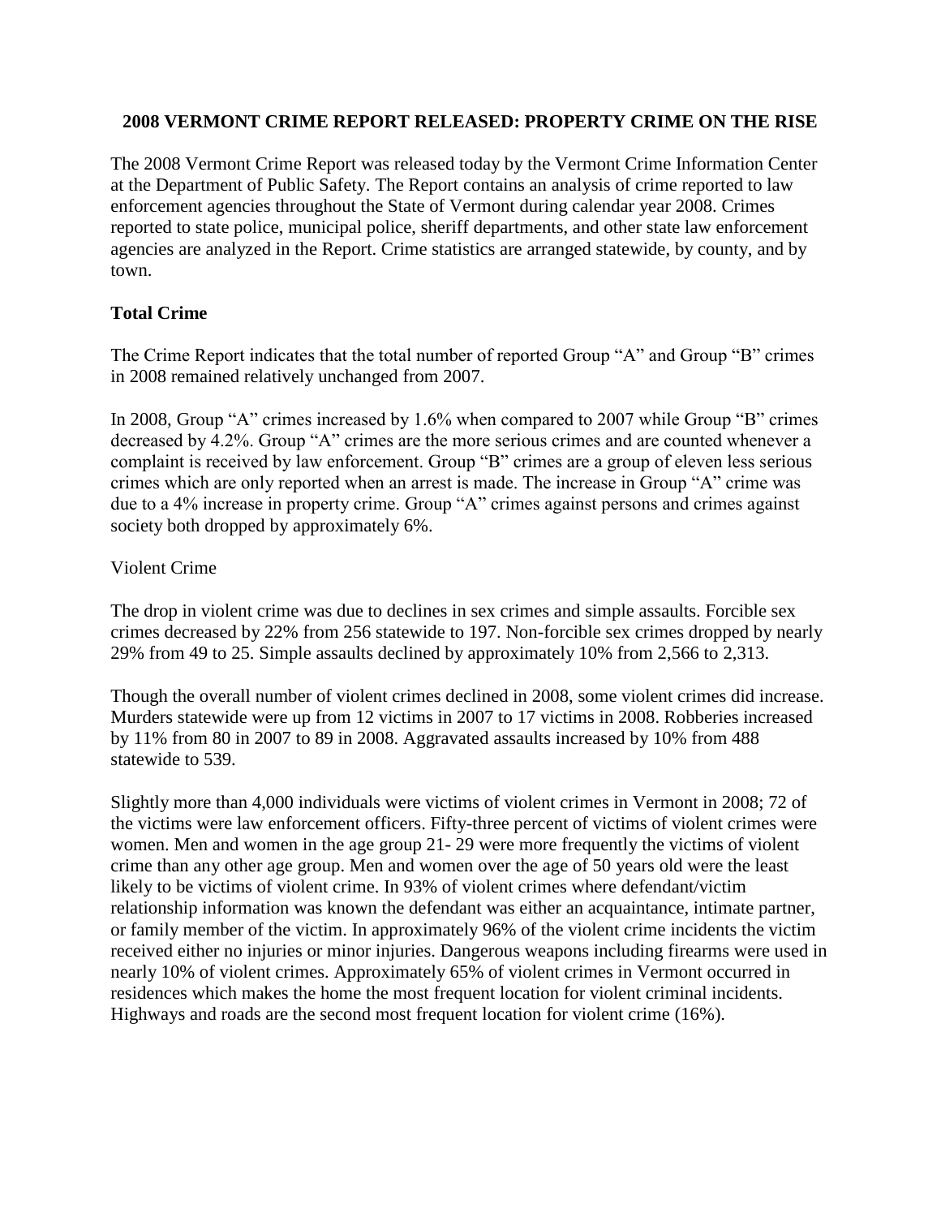# 2008 VERMONT CRIME REPORT RELEASED: PROPERTY CRIME ON THE RISE

The 2008 Vermont Crime Report was released today by the Vermont Crime Information Center at the Department of Public Safety. The Report contains an analysis of crime reported to law enforcement agencies throughout the State of Vermont during calendar year 2008. Crimes reported to state police, municipal police, sheriff departments, and other state law enforcement agencies are analyzed in the Report. Crime statistics are arranged statewide, by county, and by town.

## Total Crime

The Crime Report indicates that the total number of reported Group "A" and Group "B" crimes in 2008 remained relatively unchanged from 2007.

In 2008, Group "A" crimes increased by 1.6% when compared to 2007 while Group "B" crimes decreased by 4.2%. Group "A" crimes are the more serious crimes and are counted whenever a complaint is received by law enforcement. Group "B" crimes are a group of eleven less serious crimes which are only reported when an arrest is made. The increase in Group "A" crime was due to a 4% increase in property crime. Group "A" crimes against persons and crimes against society both dropped by approximately 6%.

### Violent Crime

The drop in violent crime was due to declines in sex crimes and simple assaults. Forcible sex crimes decreased by 22% from 256 statewide to 197. Non-forcible sex crimes dropped by nearly 29% from 49 to 25. Simple assaults declined by approximately 10% from 2,566 to 2,313.

Though the overall number of violent crimes declined in 2008, some violent crimes did increase. Murders statewide were up from 12 victims in 2007 to 17 victims in 2008. Robberies increased by 11% from 80 in 2007 to 89 in 2008. Aggravated assaults increased by 10% from 488 statewide to 539.

Slightly more than 4,000 individuals were victims of violent crimes in Vermont in 2008; 72 of the victims were law enforcement officers. Fifty-three percent of victims of violent crimes were women. Men and women in the age group 21- 29 were more frequently the victims of violent crime than any other age group. Men and women over the age of 50 years old were the least likely to be victims of violent crime. In 93% of violent crimes where defendant/victim relationship information was known the defendant was either an acquaintance, intimate partner, or family member of the victim. In approximately 96% of the violent crime incidents the victim received either no injuries or minor injuries. Dangerous weapons including firearms were used in nearly 10% of violent crimes. Approximately 65% of violent crimes in Vermont occurred in residences which makes the home the most frequent location for violent criminal incidents. Highways and roads are the second most frequent location for violent crime (16%).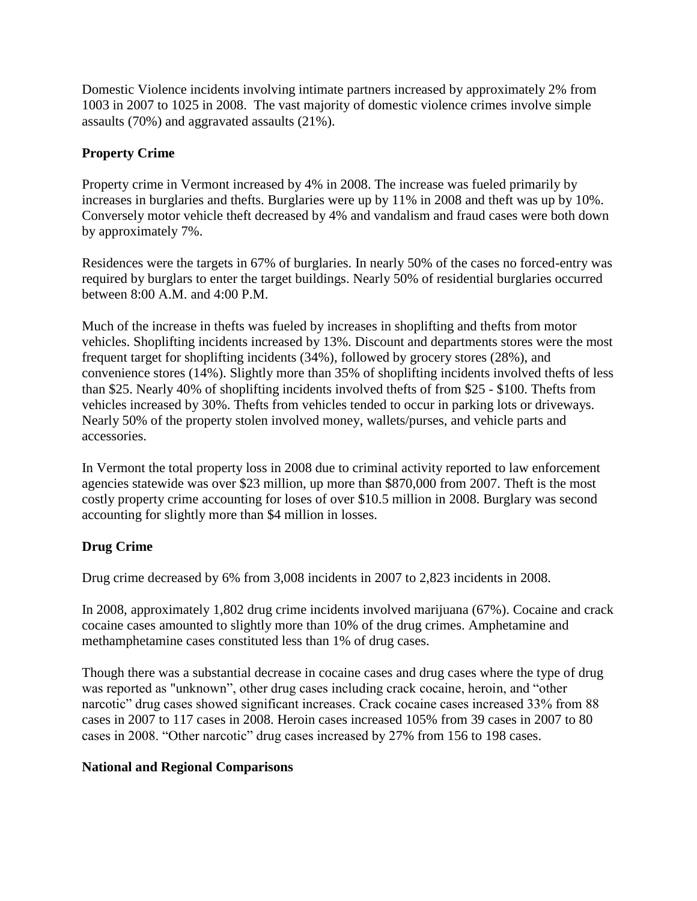Domestic Violence incidents involving intimate partners increased by approximately 2% from 1003 in 2007 to 1025 in 2008. The vast majority of domestic violence crimes involve simple assaults (70%) and aggravated assaults (21%).

## Property Crime

Property crime in Vermont increased by 4% in 2008. The increase was fueled primarily by increases in burglaries and thefts. Burglaries were up by 11% in 2008 and theft was up by 10%. Conversely motor vehicle theft decreased by 4% and vandalism and fraud cases were both down by approximately 7%.

Residences were the targets in 67% of burglaries. In nearly 50% of the cases no forced-entry was required by burglars to enter the target buildings. Nearly 50% of residential burglaries occurred between 8:00 A.M. and 4:00 P.M.

Much of the increase in thefts was fueled by increases in shoplifting and thefts from motor vehicles. Shoplifting incidents increased by 13%. Discount and departments stores were the most frequent target for shoplifting incidents (34%), followed by grocery stores (28%), and convenience stores (14%). Slightly more than 35% of shoplifting incidents involved thefts of less than $25. Nearly 40% of shoplifting incidents involved thefts of from $25 - $100. Thefts from vehicles increased by 30%. Thefts from vehicles tended to occur in parking lots or driveways. Nearly 50% of the property stolen involved money, wallets/purses, and vehicle parts and accessories.

In Vermont the total property loss in 2008 due to criminal activity reported to law enforcement agencies statewide was over $23 million, up more than $870,000 from 2007. Theft is the most costly property crime accounting for loses of over $10.5 million in 2008. Burglary was second accounting for slightly more than $4 million in losses.

## Drug Crime

Drug crime decreased by 6% from 3,008 incidents in 2007 to 2,823 incidents in 2008.

In 2008, approximately 1,802 drug crime incidents involved marijuana (67%). Cocaine and crack cocaine cases amounted to slightly more than 10% of the drug crimes. Amphetamine and methamphetamine cases constituted less than 1% of drug cases.

Though there was a substantial decrease in cocaine cases and drug cases where the type of drug was reported as "unknown", other drug cases including crack cocaine, heroin, and "other narcotic" drug cases showed significant increases. Crack cocaine cases increased 33% from 88 cases in 2007 to 117 cases in 2008. Heroin cases increased 105% from 39 cases in 2007 to 80 cases in 2008. "Other narcotic" drug cases increased by 27% from 156 to 198 cases.

## National and Regional Comparisons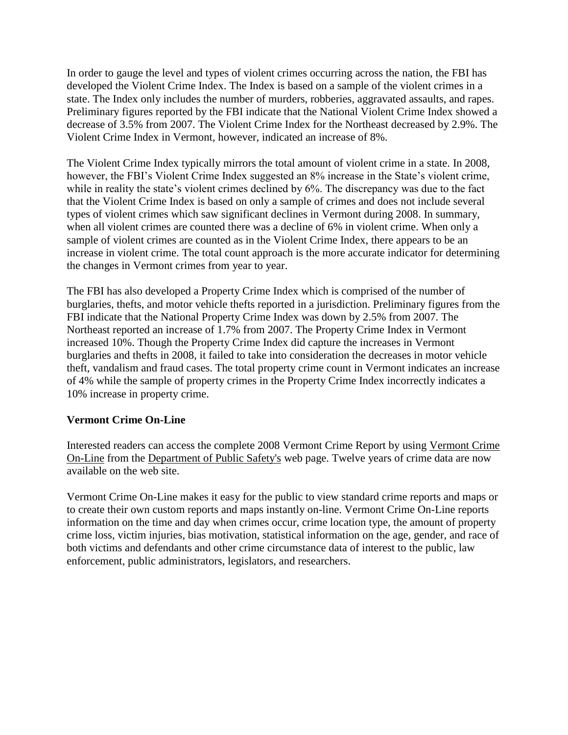In order to gauge the level and types of violent crimes occurring across the nation, the FBI has developed the Violent Crime Index. The Index is based on a sample of the violent crimes in a state. The Index only includes the number of murders, robberies, aggravated assaults, and rapes. Preliminary figures reported by the FBI indicate that the National Violent Crime Index showed a decrease of 3.5% from 2007. The Violent Crime Index for the Northeast decreased by 2.9%. The Violent Crime Index in Vermont, however, indicated an increase of 8%.

The Violent Crime Index typically mirrors the total amount of violent crime in a state. In 2008, however, the FBI's Violent Crime Index suggested an 8% increase in the State's violent crime, while in reality the state's violent crimes declined by 6%. The discrepancy was due to the fact that the Violent Crime Index is based on only a sample of crimes and does not include several types of violent crimes which saw significant declines in Vermont during 2008. In summary, when all violent crimes are counted there was a decline of 6% in violent crime. When only a sample of violent crimes are counted as in the Violent Crime Index, there appears to be an increase in violent crime. The total count approach is the more accurate indicator for determining the changes in Vermont crimes from year to year.

The FBI has also developed a Property Crime Index which is comprised of the number of burglaries, thefts, and motor vehicle thefts reported in a jurisdiction. Preliminary figures from the FBI indicate that the National Property Crime Index was down by 2.5% from 2007. The Northeast reported an increase of 1.7% from 2007. The Property Crime Index in Vermont increased 10%. Though the Property Crime Index did capture the increases in Vermont burglaries and thefts in 2008, it failed to take into consideration the decreases in motor vehicle theft, vandalism and fraud cases. The total property crime count in Vermont indicates an increase of 4% while the sample of property crimes in the Property Crime Index incorrectly indicates a 10% increase in property crime.

**Vermont Crime On-Line**

Interested readers can access the complete 2008 Vermont Crime Report by using Vermont Crime On-Line from the Department of Public Safety's web page. Twelve years of crime data are now available on the web site.

Vermont Crime On-Line makes it easy for the public to view standard crime reports and maps or to create their own custom reports and maps instantly on-line. Vermont Crime On-Line reports information on the time and day when crimes occur, crime location type, the amount of property crime loss, victim injuries, bias motivation, statistical information on the age, gender, and race of both victims and defendants and other crime circumstance data of interest to the public, law enforcement, public administrators, legislators, and researchers.